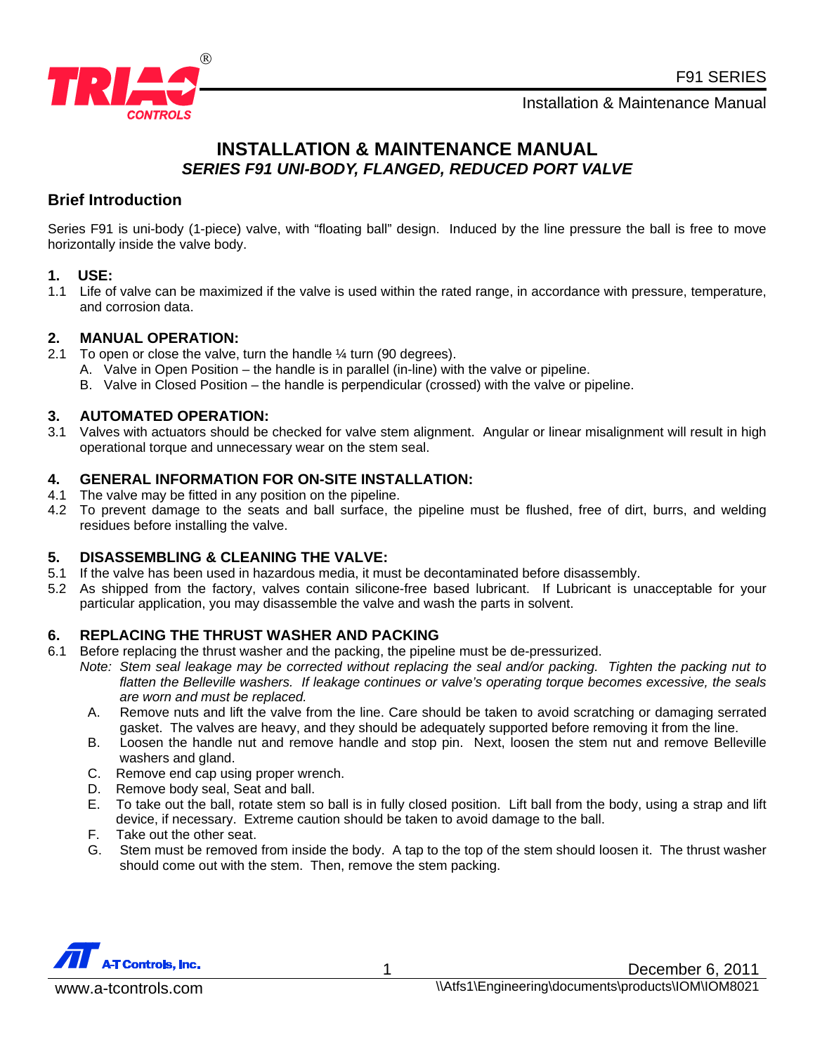# INSTALLATION & MAINTENANCE MANUAL

## *SERIES F91 UNI-BODY, FLANGED, REDUCED PORT VALVE*

## Brief Introduction

Series F91 is uni-body (1-piece) valve, with "floating ball" design. Induced by the line pressure the ball is free to move horizontally inside the valve body.

### 1. USE:

1.1 Life of valve can be maximized if the valve is used within the rated range, in accordance with pressure, temperature, and corrosion data.

### 2. MANUAL OPERATION:

2.1 To open or close the valve, turn the handle ¼ turn (90 degrees).

- A. Valve in Open Position – the handle is in parallel (in-line) with the valve or pipeline.
- B. Valve in Closed Position – the handle is perpendicular (crossed) with the valve or pipeline.

### 3. AUTOMATED OPERATION:

3.1 Valves with actuators should be checked for valve stem alignment. Angular or linear misalignment will result in high operational torque and unnecessary wear on the stem seal.

### 4. GENERAL INFORMATION FOR ON-SITE INSTALLATION:

4.1 The valve may be fitted in any position on the pipeline.

4.2 To prevent damage to the seats and ball surface, the pipeline must be flushed, free of dirt, burrs, and welding residues before installing the valve.

### 5. DISASSEMBLING & CLEANING THE VALVE:

5.1 If the valve has been used in hazardous media, it must be decontaminated before disassembly.

5.2 As shipped from the factory, valves contain silicone-free based lubricant. If Lubricant is unacceptable for your particular application, you may disassemble the valve and wash the parts in solvent.

### 6. REPLACING THE THRUST WASHER AND PACKING

6.1 Before replacing the thrust washer and the packing, the pipeline must be de-pressurized.

*Note: Stem seal leakage may be corrected without replacing the seal and/or packing. Tighten the packing nut to flatten the Belleville washers. If leakage continues or valve's operating torque becomes excessive, the seals are worn and must be replaced.*

- A. Remove nuts and lift the valve from the line. Care should be taken to avoid scratching or damaging serrated gasket. The valves are heavy, and they should be adequately supported before removing it from the line.
- B. Loosen the handle nut and remove handle and stop pin. Next, loosen the stem nut and remove Belleville washers and gland.
- C. Remove end cap using proper wrench.
- D. Remove body seal, Seat and ball.
- E. To take out the ball, rotate stem so ball is in fully closed position. Lift ball from the body, using a strap and lift device, if necessary. Extreme caution should be taken to avoid damage to the ball.
- F. Take out the other seat.
- G. Stem must be removed from inside the body. A tap to the top of the stem should loosen it. The thrust washer should come out with the stem. Then, remove the stem packing.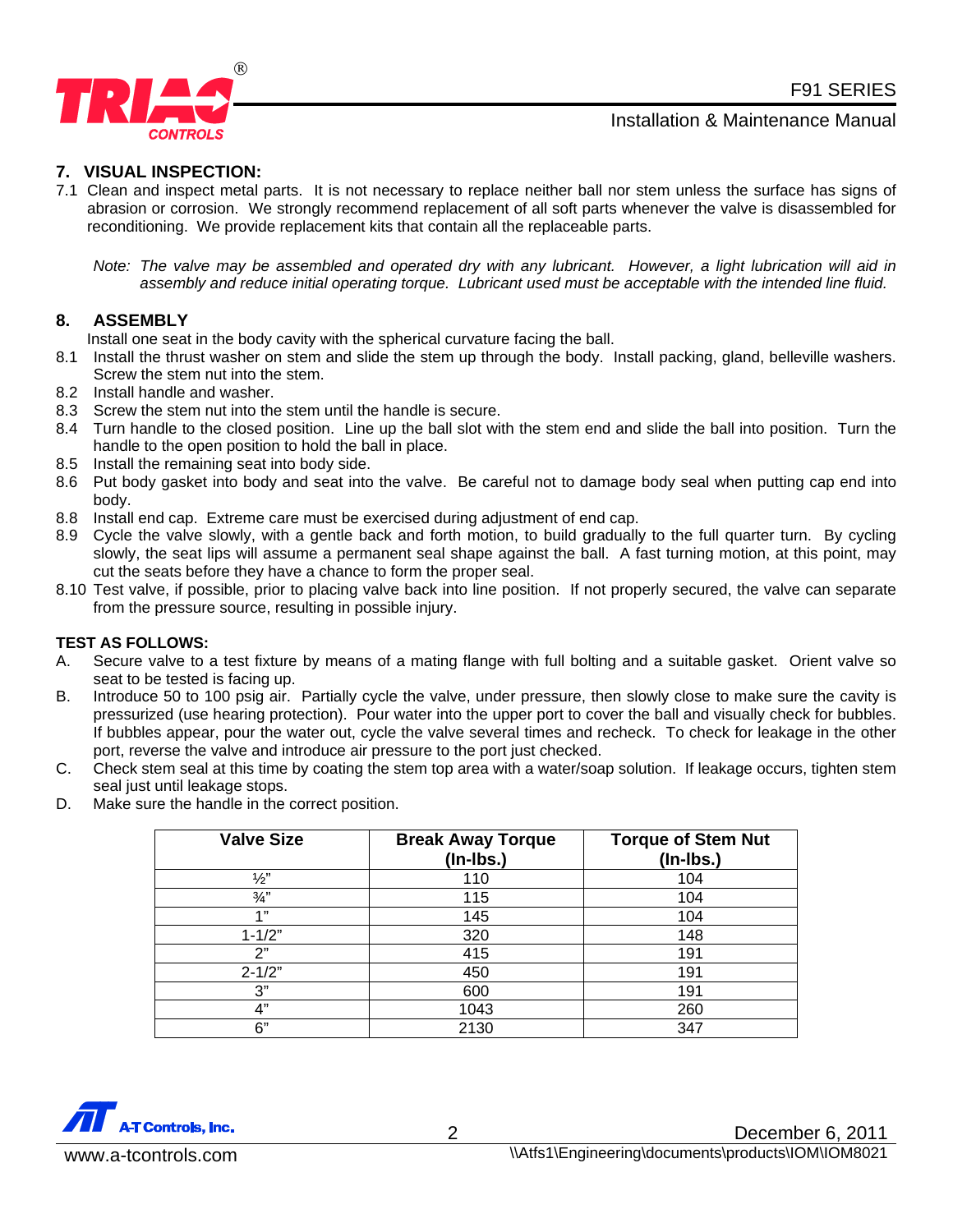## 7. VISUAL INSPECTION:

7.1 Clean and inspect metal parts. It is not necessary to replace neither ball nor stem unless the surface has signs of abrasion or corrosion. We strongly recommend replacement of all soft parts whenever the valve is disassembled for reconditioning. We provide replacement kits that contain all the replaceable parts.

*Note: The valve may be assembled and operated dry with any lubricant. However, a light lubrication will aid in assembly and reduce initial operating torque. Lubricant used must be acceptable with the intended line fluid.*

## 8. ASSEMBLY

Install one seat in the body cavity with the spherical curvature facing the ball.

8.1 Install the thrust washer on stem and slide the stem up through the body. Install packing, gland, belleville washers. Screw the stem nut into the stem.
8.2 Install handle and washer.
8.3 Screw the stem nut into the stem until the handle is secure.
8.4 Turn handle to the closed position. Line up the ball slot with the stem end and slide the ball into position. Turn the handle to the open position to hold the ball in place.
8.5 Install the remaining seat into body side.
8.6 Put body gasket into body and seat into the valve. Be careful not to damage body seal when putting cap end into body.
8.8 Install end cap. Extreme care must be exercised during adjustment of end cap.
8.9 Cycle the valve slowly, with a gentle back and forth motion, to build gradually to the full quarter turn. By cycling slowly, the seat lips will assume a permanent seal shape against the ball. A fast turning motion, at this point, may cut the seats before they have a chance to form the proper seal.
8.10 Test valve, if possible, prior to placing valve back into line position. If not properly secured, the valve can separate from the pressure source, resulting in possible injury.

**TEST AS FOLLOWS:**

A. Secure valve to a test fixture by means of a mating flange with full bolting and a suitable gasket. Orient valve so seat to be tested is facing up.
B. Introduce 50 to 100 psig air. Partially cycle the valve, under pressure, then slowly close to make sure the cavity is pressurized (use hearing protection). Pour water into the upper port to cover the ball and visually check for bubbles. If bubbles appear, pour the water out, cycle the valve several times and recheck. To check for leakage in the other port, reverse the valve and introduce air pressure to the port just checked.
C. Check stem seal at this time by coating the stem top area with a water/soap solution. If leakage occurs, tighten stem seal just until leakage stops.
D. Make sure the handle in the correct position.

| Valve Size | Break Away Torque (In-lbs.) | Torque of Stem Nut (In-lbs.) |
|---|---|---|
| ½" | 110 | 104 |
| ¾" | 115 | 104 |
| 1" | 145 | 104 |
| 1-1/2" | 320 | 148 |
| 2" | 415 | 191 |
| 2-1/2" | 450 | 191 |
| 3" | 600 | 191 |
| 4" | 1043 | 260 |
| 6" | 2130 | 347 |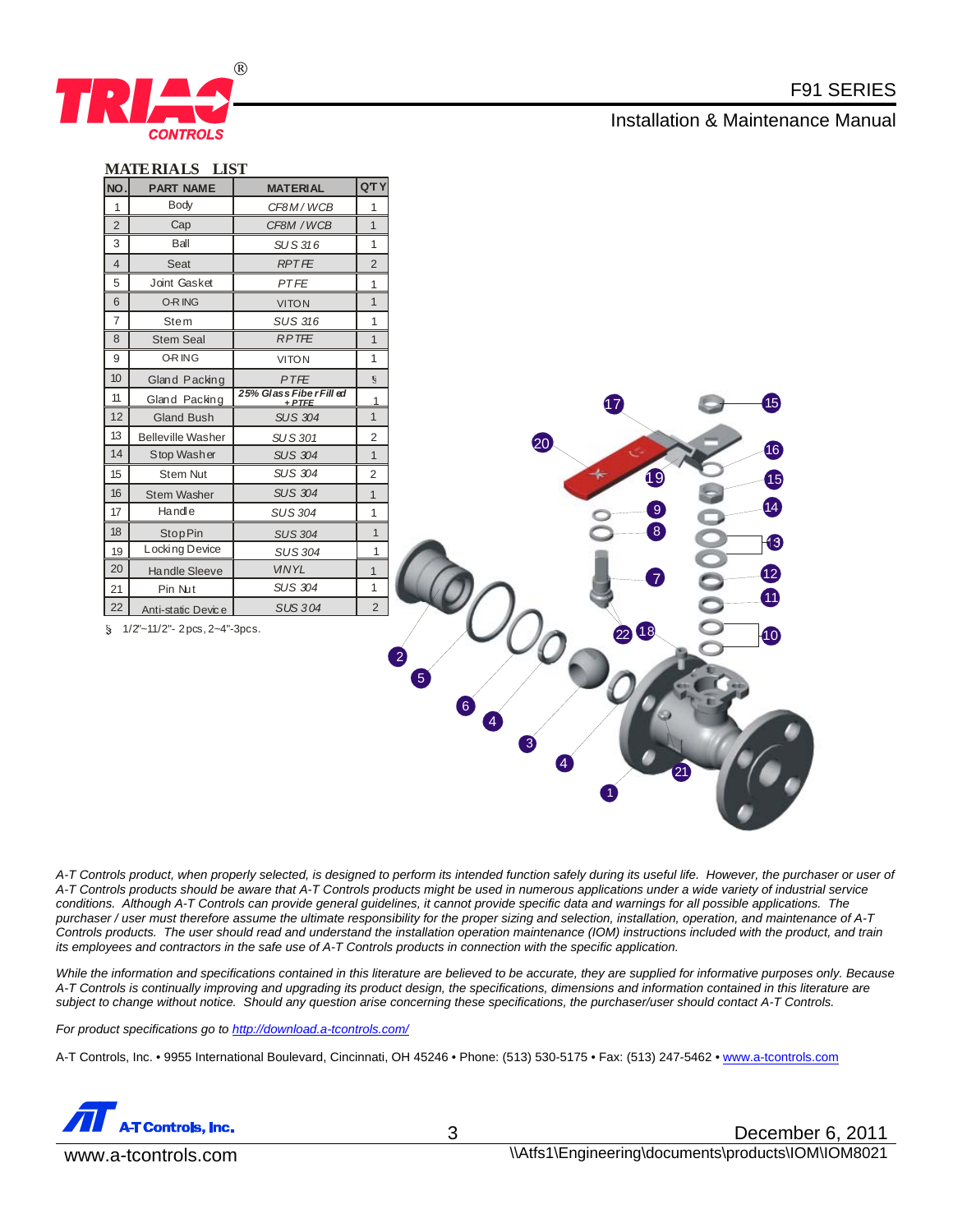## MATERIALS LIST

| NO. | PART NAME | MATERIAL | QTY |
|---|---|---|---|
| 1 | Body | CF8M / WCB | 1 |
| 2 | Cap | CF8M / WCB | 1 |
| 3 | Ball | SUS 316 | 1 |
| 4 | Seat | RPTFE | 2 |
| 5 | Joint Gasket | PTFE | 1 |
| 6 | O-RING | VITON | 1 |
| 7 | Stem | SUS 316 | 1 |
| 8 | Stem Seal | RPTFE | 1 |
| 9 | O-RING | VITON | 1 |
| 10 | Gland Packing | PTFE | § |
| 11 | Gland Packing | 25% Glass Fiber Filled + PTFE | 1 |
| 12 | Gland Bush | SUS 304 | 1 |
| 13 | Belleville Washer | SUS 301 | 2 |
| 14 | Stop Washer | SUS 304 | 1 |
| 15 | Stem Nut | SUS 304 | 2 |
| 16 | Stem Washer | SUS 304 | 1 |
| 17 | Handle | SUS 304 | 1 |
| 18 | Stop Pin | SUS 304 | 1 |
| 19 | Locking Device | SUS 304 | 1 |
| 20 | Handle Sleeve | VINYL | 1 |
| 21 | Pin Nut | SUS 304 | 1 |
| 22 | Anti-static Device | SUS 304 | 2 |

§ 1/2"~11/2"- 2pcs, 2~4"-3pcs.

*A-T Controls product, when properly selected, is designed to perform its intended function safely during its useful life. However, the purchaser or user of A-T Controls products should be aware that A-T Controls products might be used in numerous applications under a wide variety of industrial service conditions. Although A-T Controls can provide general guidelines, it cannot provide specific data and warnings for all possible applications. The purchaser / user must therefore assume the ultimate responsibility for the proper sizing and selection, installation, operation, and maintenance of A-T Controls products. The user should read and understand the installation operation maintenance (IOM) instructions included with the product, and train its employees and contractors in the safe use of A-T Controls products in connection with the specific application.*

*While the information and specifications contained in this literature are believed to be accurate, they are supplied for informative purposes only. Because A-T Controls is continually improving and upgrading its product design, the specifications, dimensions and information contained in this literature are subject to change without notice. Should any question arise concerning these specifications, the purchaser/user should contact A-T Controls.*

*For product specifications go to* http://download.a-tcontrols.com/

A-T Controls, Inc. • 9955 International Boulevard, Cincinnati, OH 45246 • Phone: (513) 530-5175 • Fax: (513) 247-5462 • www.a-tcontrols.com